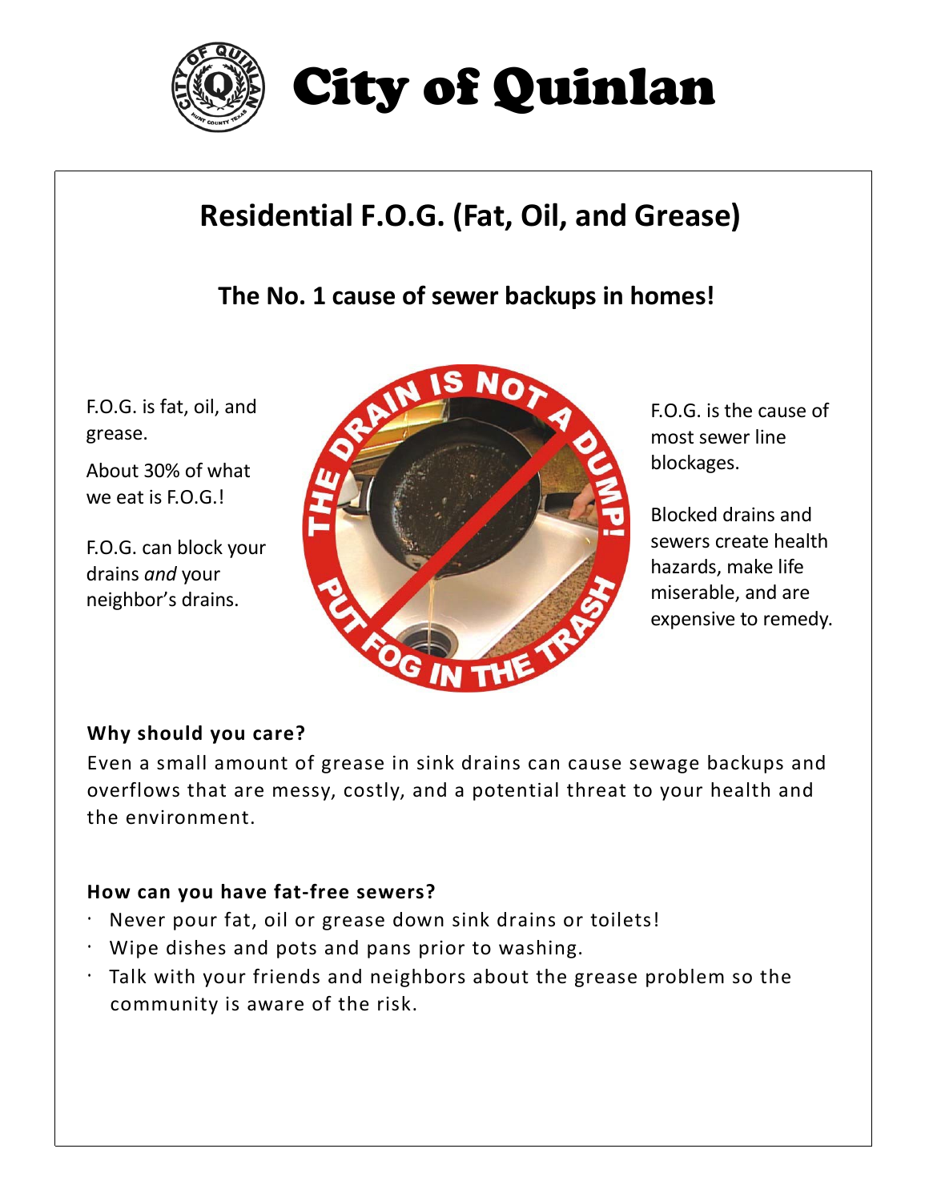# City of Quinlan

## Residential F.O.G. (Fat, Oil, and Grease)

### The No. 1 cause of sewer backups in homes!

F.O.G. is fat, oil, and grease.

About 30% of what we eat is F.O.G.!

F.O.G. can block your drains *and* your neighbor's drains.

THE DRAIN IS NOT A DUMP! PUT FOG IN THE TRASH

F.O.G. is the cause of most sewer line blockages.

Blocked drains and sewers create health hazards, make life miserable, and are expensive to remedy.

**Why should you care?**

Even a small amount of grease in sink drains can cause sewage backups and overflows that are messy, costly, and a potential threat to your health and the environment.

**How can you have fat-free sewers?**

- Never pour fat, oil or grease down sink drains or toilets!
- Wipe dishes and pots and pans prior to washing.
- Talk with your friends and neighbors about the grease problem so the community is aware of the risk.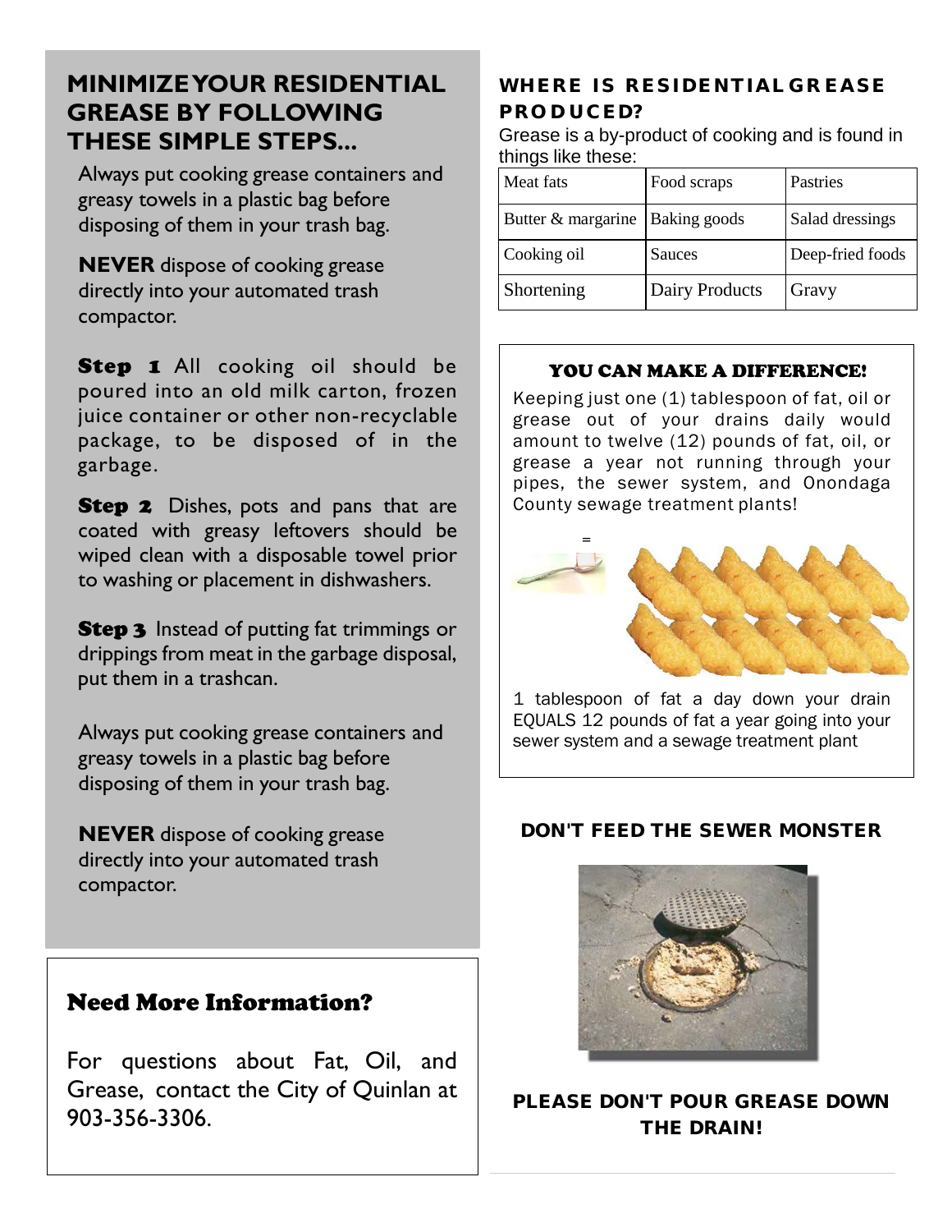## MINIMIZE YOUR RESIDENTIAL GREASE BY FOLLOWING THESE SIMPLE STEPS...

Always put cooking grease containers and greasy towels in a plastic bag before disposing of them in your trash bag.

**NEVER** dispose of cooking grease directly into your automated trash compactor.

**Step 1** All cooking oil should be poured into an old milk carton, frozen juice container or other non-recyclable package, to be disposed of in the garbage.

**Step 2** Dishes, pots and pans that are coated with greasy leftovers should be wiped clean with a disposable towel prior to washing or placement in dishwashers.

**Step 3** Instead of putting fat trimmings or drippings from meat in the garbage disposal, put them in a trashcan.

Always put cooking grease containers and greasy towels in a plastic bag before disposing of them in your trash bag.

**NEVER** dispose of cooking grease directly into your automated trash compactor.

## Need More Information?

For questions about Fat, Oil, and Grease, contact the City of Quinlan at 903-356-3306.

## WHERE IS RESIDENTIAL GREASE PRODUCED?

Grease is a by-product of cooking and is found in things like these:

| | | |
|---|---|---|
| Meat fats | Food scraps | Pastries |
| Butter & margarine | Baking goods | Salad dressings |
| Cooking oil | Sauces | Deep-fried foods |
| Shortening | Dairy Products | Gravy |

### YOU CAN MAKE A DIFFERENCE!

Keeping just one (1) tablespoon of fat, oil or grease out of your drains daily would amount to twelve (12) pounds of fat, oil, or grease a year not running through your pipes, the sewer system, and Onondaga County sewage treatment plants!

=

1 tablespoon of fat a day down your drain EQUALS 12 pounds of fat a year going into your sewer system and a sewage treatment plant

### DON'T FEED THE SEWER MONSTER

**PLEASE DON'T POUR GREASE DOWN THE DRAIN!**